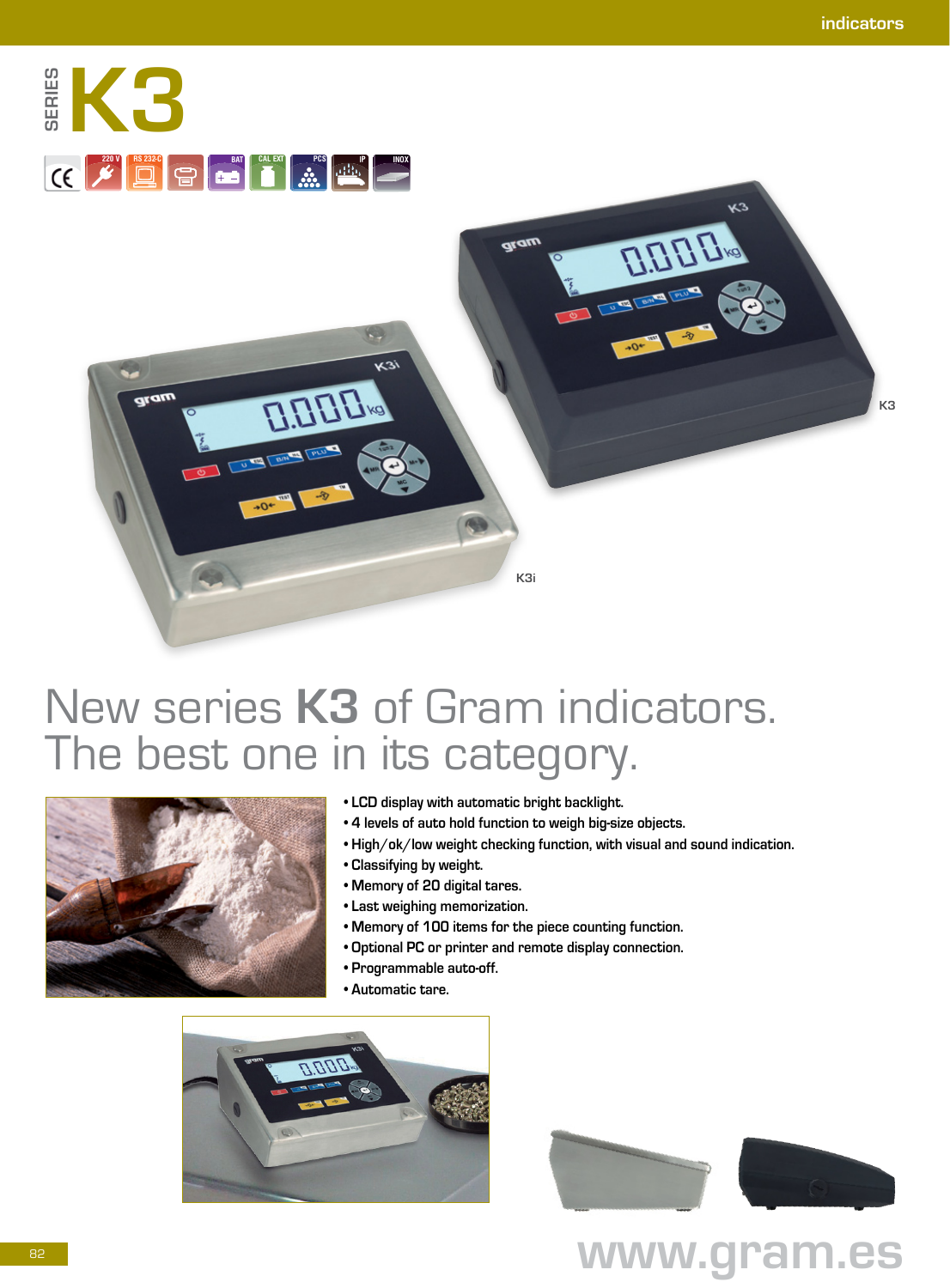# SERIES K3

K3

K3i

## New series **K3** of Gram indicators. The best one in its category.

- LCD display with automatic bright backlight.
- 4 levels of auto hold function to weigh big-size objects.
- High/ok/low weight checking function, with visual and sound indication.
- Classifying by weight.
- Memory of 20 digital tares.
- Last weighing memorization.
- Memory of 100 items for the piece counting function.
- Optional PC or printer and remote display connection.
- Programmable auto-off.
- Automatic tare.

www.gram.es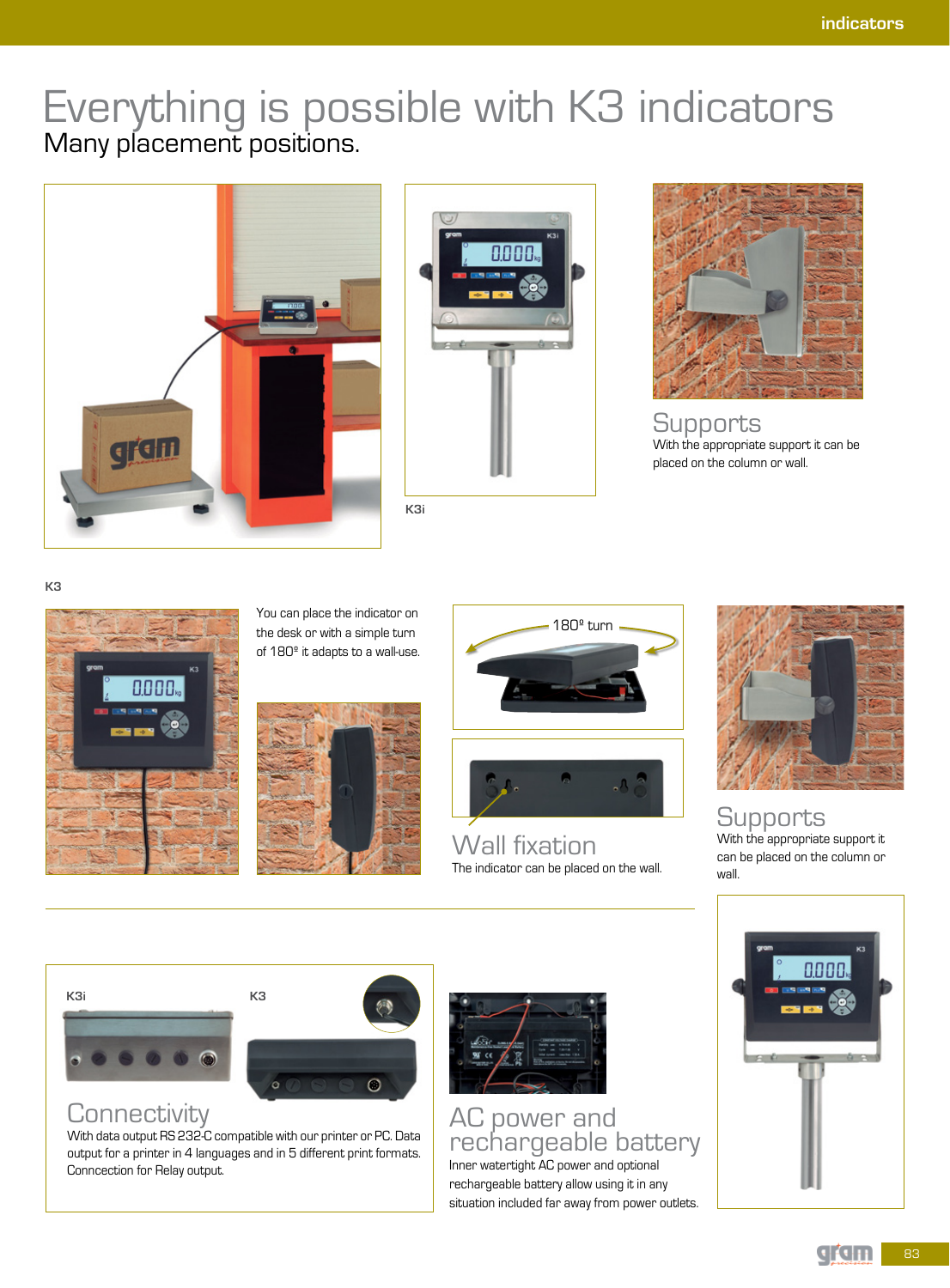# Everything is possible with K3 indicators

## Many placement positions.

K3i

### Supports

With the appropriate support it can be placed on the column or wall.

K3

You can place the indicator on the desk or with a simple turn of 180º it adapts to a wall-use.

180º turn

### Wall fixation

The indicator can be placed on the wall.

### Supports

With the appropriate support it can be placed on the column or wall.

K3i

K3

### Connectivity

With data output RS 232-C compatible with our printer or PC. Data output for a printer in 4 languages and in 5 different print formats. Conncection for Relay output.

### AC power and rechargeable battery

Inner watertight AC power and optional rechargeable battery allow using it in any situation included far away from power outlets.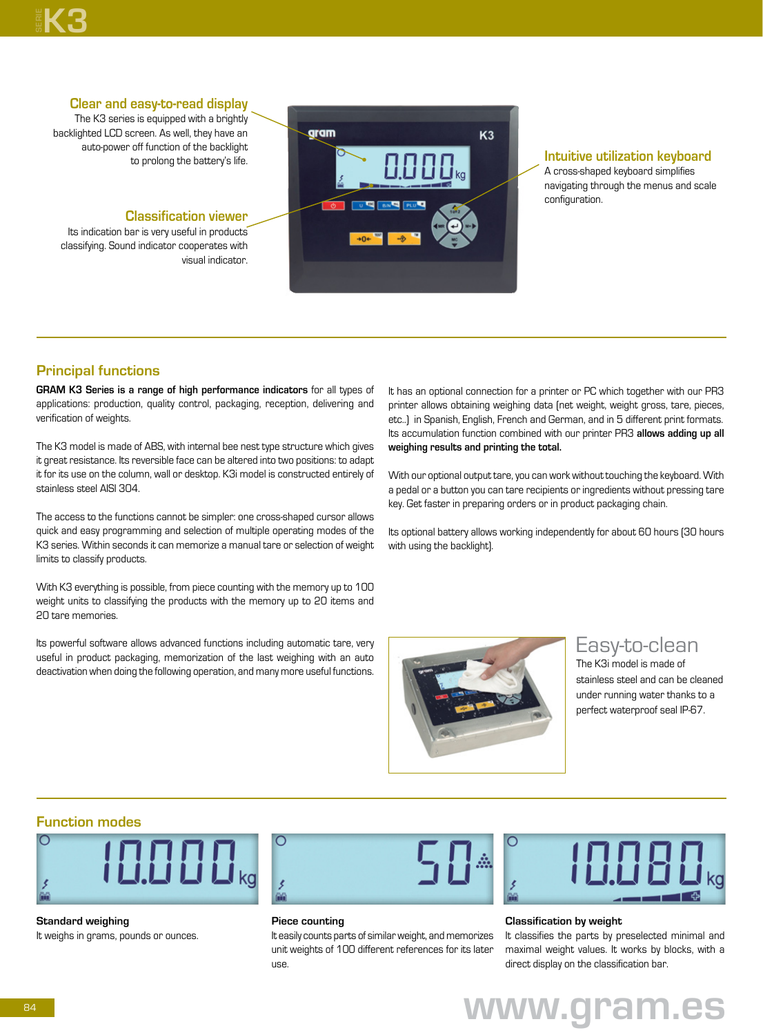# K3

### Clear and easy-to-read display

The K3 series is equipped with a brightly backlighted LCD screen. As well, they have an auto-power off function of the backlight to prolong the battery's life.

### Classification viewer

Its indication bar is very useful in products classifying. Sound indicator cooperates with visual indicator.

### Intuitive utilization keyboard

A cross-shaped keyboard simplifies navigating through the menus and scale configuration.

## Principal functions

**GRAM K3 Series is a range of high performance indicators** for all types of applications: production, quality control, packaging, reception, delivering and verification of weights.

The K3 model is made of ABS, with internal bee nest type structure which gives it great resistance. Its reversible face can be altered into two positions: to adapt it for its use on the column, wall or desktop. K3i model is constructed entirely of stainless steel AISI 304.

The access to the functions cannot be simpler: one cross-shaped cursor allows quick and easy programming and selection of multiple operating modes of the K3 series. Within seconds it can memorize a manual tare or selection of weight limits to classify products.

With K3 everything is possible, from piece counting with the memory up to 100 weight units to classifying the products with the memory up to 20 items and 20 tare memories.

Its powerful software allows advanced functions including automatic tare, very useful in product packaging, memorization of the last weighing with an auto deactivation when doing the following operation, and many more useful functions.

It has an optional connection for a printer or PC which together with our PR3 printer allows obtaining weighing data (net weight, weight gross, tare, pieces, etc..) in Spanish, English, French and German, and in 5 different print formats. Its accumulation function combined with our printer PR3 **allows adding up all weighing results and printing the total.**

With our optional output tare, you can work without touching the keyboard. With a pedal or a button you can tare recipients or ingredients without pressing tare key. Get faster in preparing orders or in product packaging chain.

Its optional battery allows working independently for about 60 hours (30 hours with using the backlight).

### Easy-to-clean

The K3i model is made of stainless steel and can be cleaned under running water thanks to a perfect waterproof seal IP-67.

## Function modes

**Standard weighing**

It weighs in grams, pounds or ounces.

**Piece counting**

It easily counts parts of similar weight, and memorizes unit weights of 100 different references for its later use.

**Classification by weight**

It classifies the parts by preselected minimal and maximal weight values. It works by blocks, with a direct display on the classification bar.

www.gram.es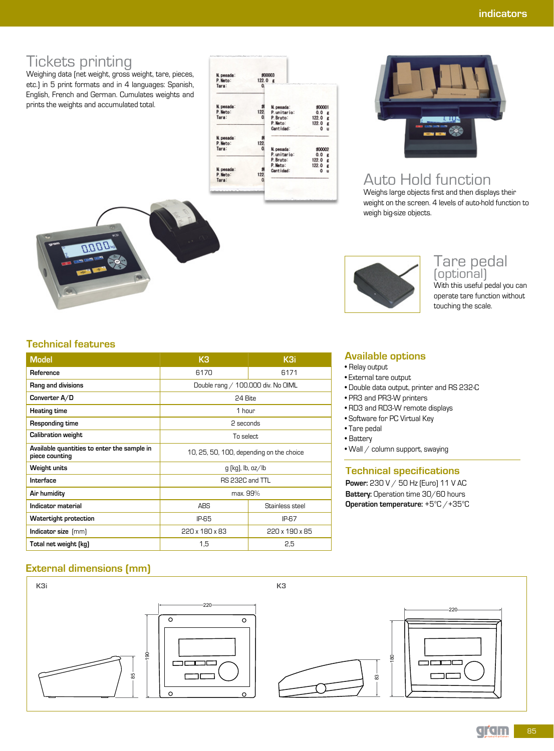## Tickets printing

Weighing data (net weight, gross weight, tare, pieces, etc.) in 5 print formats and in 4 languages: Spanish, English, French and German. Cumulates weights and prints the weights and accumulated total.

## Auto Hold function

Weighs large objects first and then displays their weight on the screen. 4 levels of auto-hold function to weigh big-size objects.

## Tare pedal (optional)

With this useful pedal you can operate tare function without touching the scale.

### Technical features

| Model | K3 | K3i |
|---|---|---|
| Reference | 6170 | 6171 |
| Rang and divisions | Double rang / 100.000 div. No OIML | |
| Converter A/D | 24 Bite | |
| Heating time | 1 hour | |
| Responding time | 2 seconds | |
| Calibration weight | To select | |
| Available quantities to enter the sample in piece counting | 10, 25, 50, 100, depending on the choice | |
| Weight units | g (kg), lb, oz/lb | |
| Interface | RS 232C and TTL | |
| Air humidity | max. 99% | |
| Indicator material | ABS | Stainless steel |
| Watertight protection | IP-65 | IP-67 |
| Indicator size (mm) | 220 x 180 x 83 | 220 x 190 x 85 |
| Total net weight (kg) | 1,5 | 2,5 |

### Available options

- Relay output
- External tare output
- Double data output, printer and RS 232-C
- PR3 and PR3-W printers
- RD3 and RD3-W remote displays
- Software for PC Virtual Key
- Tare pedal
- Battery
- Wall / column support, swaying

### Technical specifications

**Power:** 230 V / 50 Hz (Euro) 11 V AC
**Battery:** Operation time 30/60 hours
**Operation temperature:** +5°C / +35°C

### External dimensions (mm)

K3i

220
190
85

K3

220
180
83